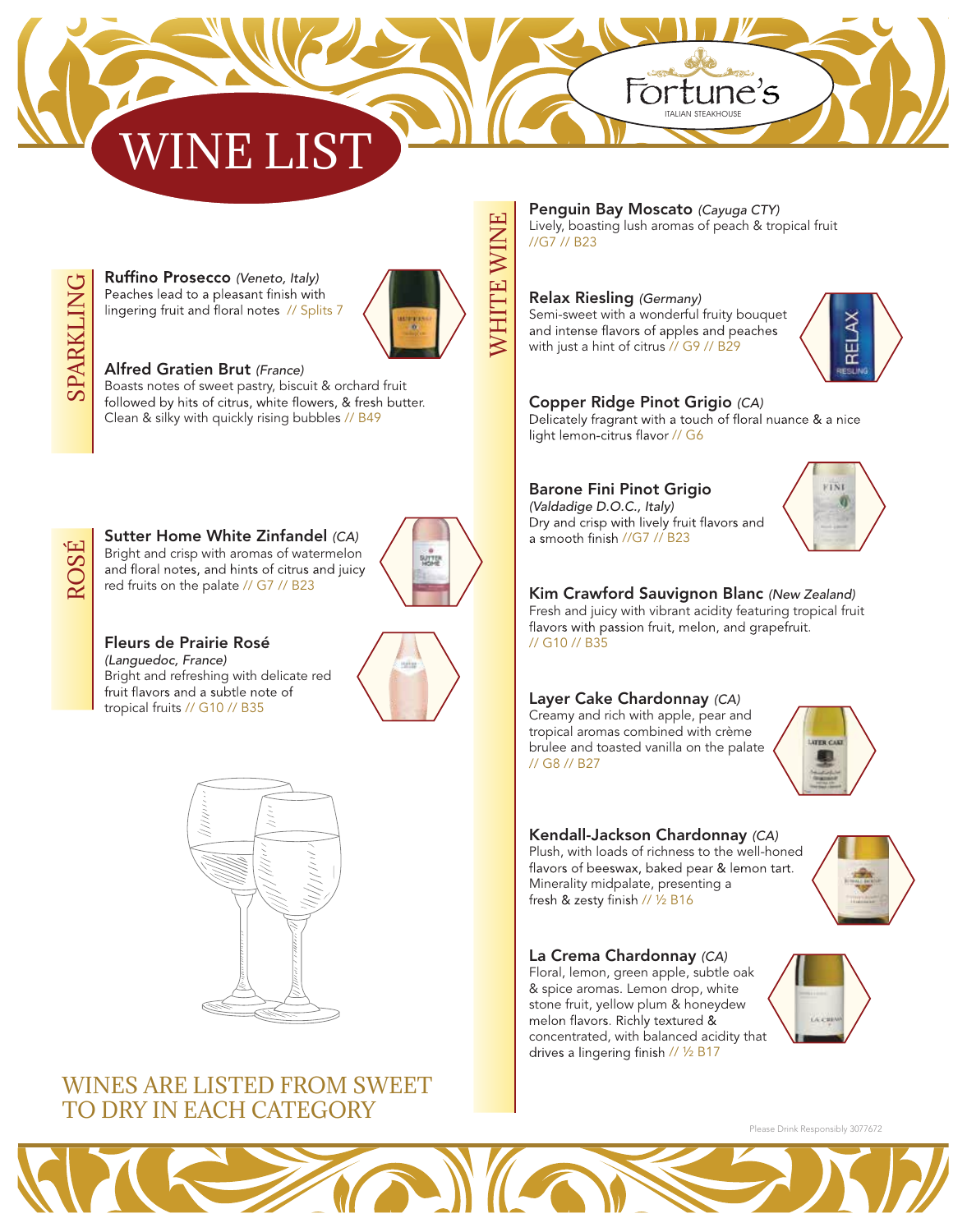# WINE LIST

Fortune's

ITALIAN STEAKHOUSE

## SPARKLING

**Ruffino Prosecco** *(Veneto, Italy)*
Peaches lead to a pleasant finish with lingering fruit and floral notes // Splits 7

**Alfred Gratien Brut** *(France)*
Boasts notes of sweet pastry, biscuit & orchard fruit followed by hits of citrus, white flowers, & fresh butter. Clean & silky with quickly rising bubbles // B49

## ROSÉ

**Sutter Home White Zinfandel** *(CA)*
Bright and crisp with aromas of watermelon and floral notes, and hints of citrus and juicy red fruits on the palate // G7 // B23

**Fleurs de Prairie Rosé**
*(Languedoc, France)*
Bright and refreshing with delicate red fruit flavors and a subtle note of tropical fruits // G10 // B35

WINES ARE LISTED FROM SWEET TO DRY IN EACH CATEGORY

## WHITE WINE

**Penguin Bay Moscato** *(Cayuga CTY)*
Lively, boasting lush aromas of peach & tropical fruit //G7 // B23

**Relax Riesling** *(Germany)*
Semi-sweet with a wonderful fruity bouquet and intense flavors of apples and peaches with just a hint of citrus // G9 // B29

**Copper Ridge Pinot Grigio** *(CA)*
Delicately fragrant with a touch of floral nuance & a nice light lemon-citrus flavor // G6

**Barone Fini Pinot Grigio**
*(Valdadige D.O.C., Italy)*
Dry and crisp with lively fruit flavors and a smooth finish //G7 // B23

**Kim Crawford Sauvignon Blanc** *(New Zealand)*
Fresh and juicy with vibrant acidity featuring tropical fruit flavors with passion fruit, melon, and grapefruit. // G10 // B35

**Layer Cake Chardonnay** *(CA)*
Creamy and rich with apple, pear and tropical aromas combined with crème brulee and toasted vanilla on the palate // G8 // B27

**Kendall-Jackson Chardonnay** *(CA)*
Plush, with loads of richness to the well-honed flavors of beeswax, baked pear & lemon tart. Minerality midpalate, presenting a fresh & zesty finish // ½ B16

**La Crema Chardonnay** *(CA)*
Floral, lemon, green apple, subtle oak & spice aromas. Lemon drop, white stone fruit, yellow plum & honeydew melon flavors. Richly textured & concentrated, with balanced acidity that drives a lingering finish // ½ B17

Please Drink Responsibly 3077672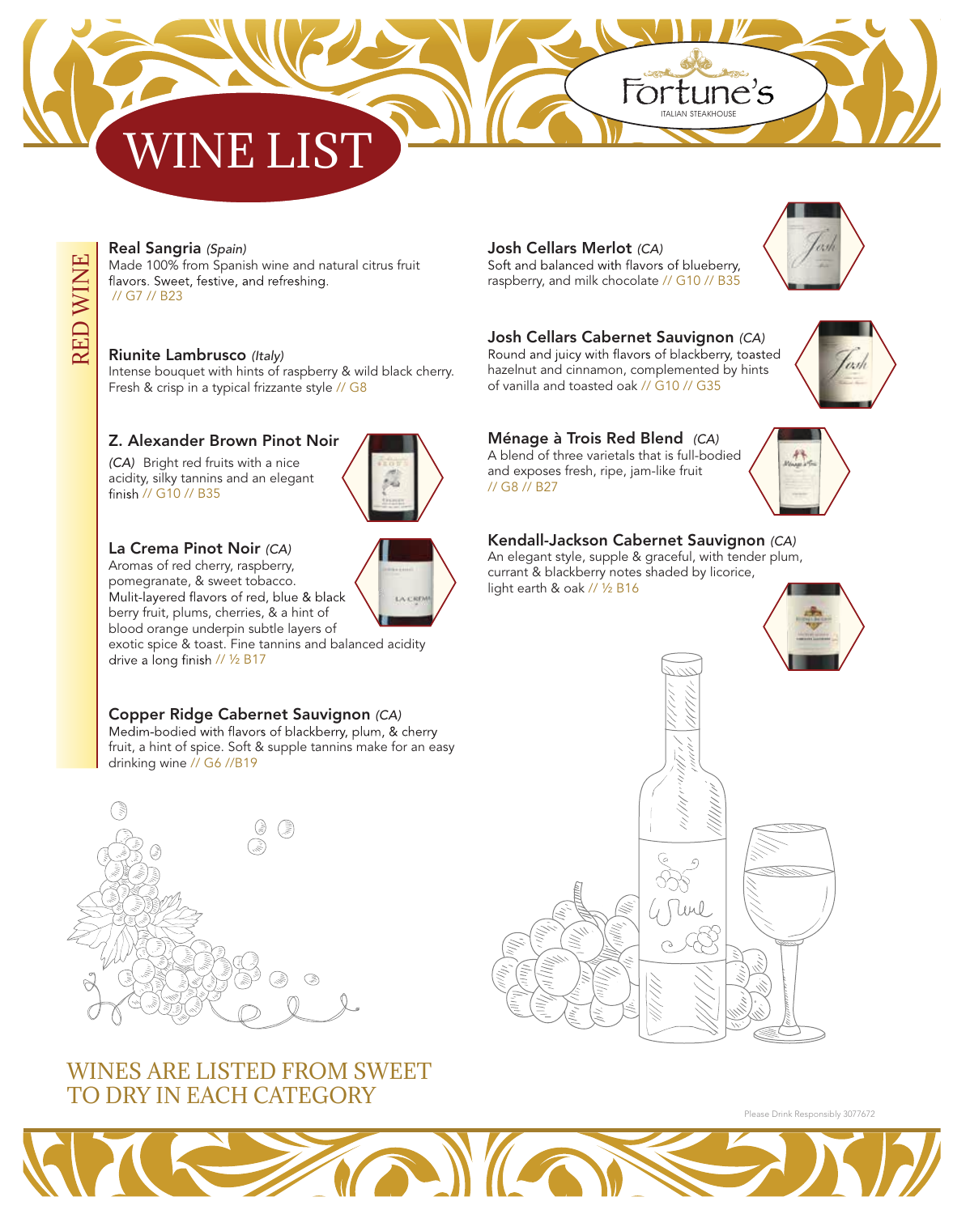# WINE LIST

Fortune's

ITALIAN STEAKHOUSE

## RED WINE

**Real Sangria** *(Spain)*
Made 100% from Spanish wine and natural citrus fruit flavors. Sweet, festive, and refreshing.
// G7 // B23

**Riunite Lambrusco** *(Italy)*
Intense bouquet with hints of raspberry & wild black cherry. Fresh & crisp in a typical frizzante style // G8

**Z. Alexander Brown Pinot Noir**
*(CA)* Bright red fruits with a nice acidity, silky tannins and an elegant finish // G10 // B35

**La Crema Pinot Noir** *(CA)*
Aromas of red cherry, raspberry, pomegranate, & sweet tobacco. Mulit-layered flavors of red, blue & black berry fruit, plums, cherries, & a hint of blood orange underpin subtle layers of exotic spice & toast. Fine tannins and balanced acidity drive a long finish // ½ B17

**Copper Ridge Cabernet Sauvignon** *(CA)*
Medim-bodied with flavors of blackberry, plum, & cherry fruit, a hint of spice. Soft & supple tannins make for an easy drinking wine // G6 //B19

**Josh Cellars Merlot** *(CA)*
Soft and balanced with flavors of blueberry, raspberry, and milk chocolate // G10 // B35

**Josh Cellars Cabernet Sauvignon** *(CA)*
Round and juicy with flavors of blackberry, toasted hazelnut and cinnamon, complemented by hints of vanilla and toasted oak // G10 // G35

**Ménage à Trois Red Blend** *(CA)*
A blend of three varietals that is full-bodied and exposes fresh, ripe, jam-like fruit
// G8 // B27

**Kendall-Jackson Cabernet Sauvignon** *(CA)*
An elegant style, supple & graceful, with tender plum, currant & blackberry notes shaded by licorice, light earth & oak // ½ B16

WINES ARE LISTED FROM SWEET TO DRY IN EACH CATEGORY

Please Drink Responsibly 3077672